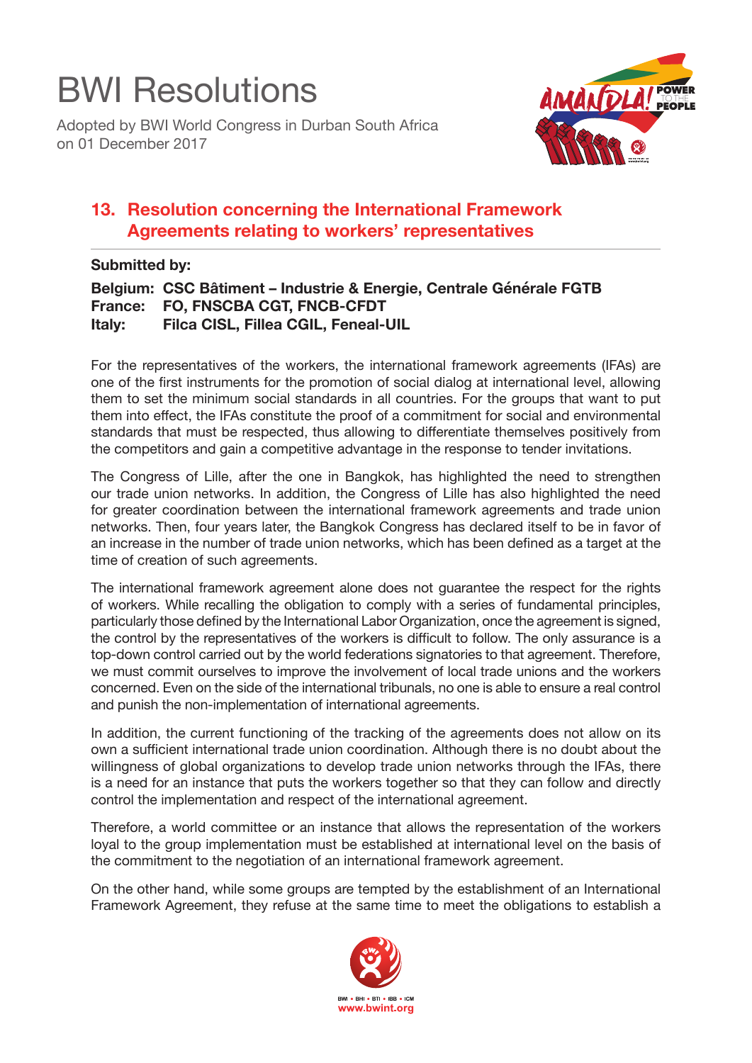# BWI Resolutions

Adopted by BWI World Congress in Durban South Africa on 01 December 2017

## 13. Resolution concerning the International Framework Agreements relating to workers' representatives

**Submitted by:**

**Belgium: CSC Bâtiment – Industrie & Energie, Centrale Générale FGTB**
**France: FO, FNSCBA CGT, FNCB-CFDT**
**Italy: Filca CISL, Fillea CGIL, Feneal-UIL**

For the representatives of the workers, the international framework agreements (IFAs) are one of the first instruments for the promotion of social dialog at international level, allowing them to set the minimum social standards in all countries. For the groups that want to put them into effect, the IFAs constitute the proof of a commitment for social and environmental standards that must be respected, thus allowing to differentiate themselves positively from the competitors and gain a competitive advantage in the response to tender invitations.

The Congress of Lille, after the one in Bangkok, has highlighted the need to strengthen our trade union networks. In addition, the Congress of Lille has also highlighted the need for greater coordination between the international framework agreements and trade union networks. Then, four years later, the Bangkok Congress has declared itself to be in favor of an increase in the number of trade union networks, which has been defined as a target at the time of creation of such agreements.

The international framework agreement alone does not guarantee the respect for the rights of workers. While recalling the obligation to comply with a series of fundamental principles, particularly those defined by the International Labor Organization, once the agreement is signed, the control by the representatives of the workers is difficult to follow. The only assurance is a top-down control carried out by the world federations signatories to that agreement. Therefore, we must commit ourselves to improve the involvement of local trade unions and the workers concerned. Even on the side of the international tribunals, no one is able to ensure a real control and punish the non-implementation of international agreements.

In addition, the current functioning of the tracking of the agreements does not allow on its own a sufficient international trade union coordination. Although there is no doubt about the willingness of global organizations to develop trade union networks through the IFAs, there is a need for an instance that puts the workers together so that they can follow and directly control the implementation and respect of the international agreement.

Therefore, a world committee or an instance that allows the representation of the workers loyal to the group implementation must be established at international level on the basis of the commitment to the negotiation of an international framework agreement.

On the other hand, while some groups are tempted by the establishment of an International Framework Agreement, they refuse at the same time to meet the obligations to establish a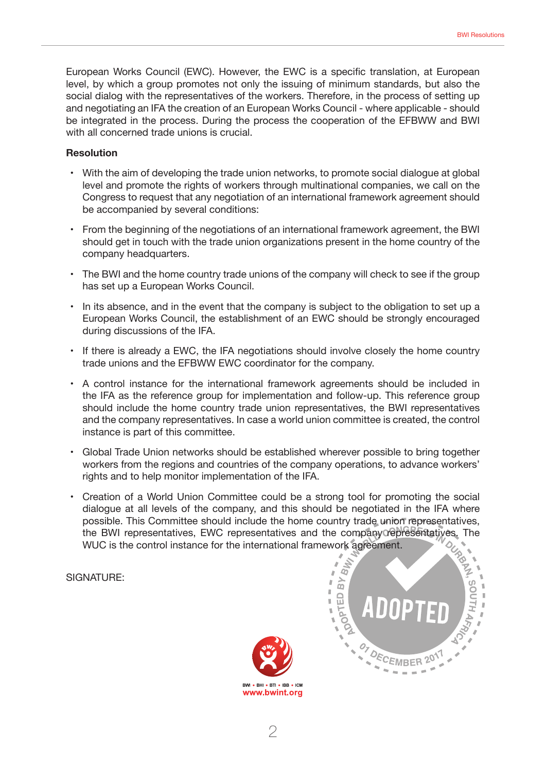European Works Council (EWC). However, the EWC is a specific translation, at European level, by which a group promotes not only the issuing of minimum standards, but also the social dialog with the representatives of the workers. Therefore, in the process of setting up and negotiating an IFA the creation of an European Works Council - where applicable - should be integrated in the process. During the process the cooperation of the EFBWW and BWI with all concerned trade unions is crucial.

**Resolution**

- With the aim of developing the trade union networks, to promote social dialogue at global level and promote the rights of workers through multinational companies, we call on the Congress to request that any negotiation of an international framework agreement should be accompanied by several conditions:
- From the beginning of the negotiations of an international framework agreement, the BWI should get in touch with the trade union organizations present in the home country of the company headquarters.
- The BWI and the home country trade unions of the company will check to see if the group has set up a European Works Council.
- In its absence, and in the event that the company is subject to the obligation to set up a European Works Council, the establishment of an EWC should be strongly encouraged during discussions of the IFA.
- If there is already a EWC, the IFA negotiations should involve closely the home country trade unions and the EFBWW EWC coordinator for the company.
- A control instance for the international framework agreements should be included in the IFA as the reference group for implementation and follow-up. This reference group should include the home country trade union representatives, the BWI representatives and the company representatives. In case a world union committee is created, the control instance is part of this committee.
- Global Trade Union networks should be established wherever possible to bring together workers from the regions and countries of the company operations, to advance workers' rights and to help monitor implementation of the IFA.
- Creation of a World Union Committee could be a strong tool for promoting the social dialogue at all levels of the company, and this should be negotiated in the IFA where possible. This Committee should include the home country trade union representatives, the BWI representatives, EWC representatives and the company representatives. The WUC is the control instance for the international framework agreement.

SIGNATURE:

ADOPTED BY BWI WORLD CONGRESS IN DURBAN, SOUTH AFRICA
ADOPTED
01 DECEMBER 2017

BWI • BHI • BTI • IBB • ICM
www.bwint.org